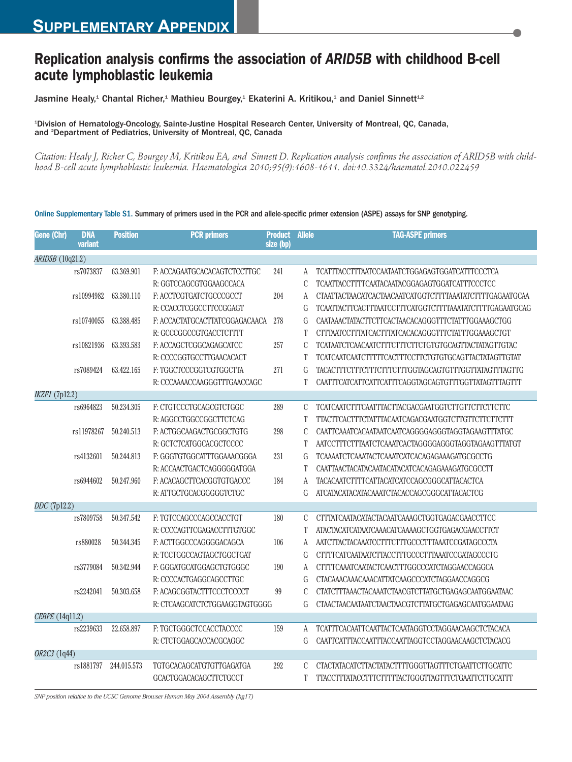# Supplementary Appendix

## Replication analysis confirms the association of *ARID5B* with childhood B-cell acute lymphoblastic leukemia

Jasmine Healy,[1] Chantal Richer,[1] Mathieu Bourgey,[1] Ekaterini A. Kritikou,[1] and Daniel Sinnett[1,2]

[1]Division of Hematology-Oncology, Sainte-Justine Hospital Research Center, University of Montreal, QC, Canada, and [2]Department of Pediatrics, University of Montreal, QC, Canada

*Citation: Healy J, Richer C, Bourgey M, Kritikou EA, and Sinnett D. Replication analysis confirms the association of ARID5B with childhood B-cell acute lymphoblastic leukemia. Haematologica 2010;95(9):1608-1611. doi:10.3324/haematol.2010.022459*

Online Supplementary Table S1. Summary of primers used in the PCR and allele-specific primer extension (ASPE) assays for SNP genotyping.

| Gene (Chr) | DNA variant | Position | PCR primers | Product size (bp) | Allele | TAG-ASPE primers |
|---|---|---|---|---|---|---|
| *ARID5B* (10q21.2) | | | | | | |
| | rs7073837 | 63.369.901 | F: ACCAGAATGCACACAGTCTCCTTGC | 241 | A | TCATTTACCTTTAATCCAATAATCTGGAGAGTGGATCATTTCCCTCA |
| | | | R: GGTCCAGCGTGGAAGCCACA | | C | TCAATTACCTTTTCAATACAATACGGAGAGTGGATCATTTCCCTCC |
| | rs10994982 | 63.380.110 | F: ACCTCGTGATCTGCCCGCCT | 204 | A | CTAATTACTAACATCACTAACAATCATGGTCTTTTAAATATCTTTTGAGAATGCAA |
| | | | R: CCACCTCGGCCTTCCGGAGT | | G | TCAATTACTTCACTTTAATCCTTTCATGGTCTTTTAAATATCTTTTGAGAATGCAG |
| | rs10740055 | 63.388.485 | F: ACCACTATGCACTTATCGGAGACAACA | 278 | G | CAATAAACTATACTTCTTCACTAACACAGGGTTTCTATTTGGAAAGCTGG |
| | | | R: GCCCGGCCGTGACCTCTTTT | | T | CTTTAATCCTTTATCACTTTATCACACAGGGTTTCTATTTGGAAAGCTGT |
| | rs10821936 | 63.393.583 | F: ACCAGCTCGGCAGAGCATCC | 257 | C | TCATAATCTCAACAATCTTTCTTTCTTCTGTGTGCAGTTACTATAGTTGTAC |
| | | | R: CCCCGGTGCCTTGAACACACT | | T | TCATCAATCAATCTTTTTCACTTTCCTTCTGTGTGCAGTTACTATAGTTGTAT |
| | rs7089424 | 63.422.165 | F: TGGCTCCCGGTCGTGGCTTA | 271 | G | TACACTTTCTTTCTTTCTTTCTTTGGTAGCAGTGTTTGGTTATAGTTTAGTTG |
| | | | R: CCCAAAACCAAGGGTTTGAACCAGC | | T | CAATTTCATCATTCATTCATTTCAGGTAGCAGTGTTTGGTTATAGTTTAGTTT |
| *IKZF1* (7p12.2) | | | | | | |
| | rs6964823 | 50.234.305 | F: CTGTCCCTGCAGCGTCTGGC | 289 | C | TCATCAATCTTTCAATTTACTTACGACGAATGGTCTTGTTCTTCTTCTTC |
| | | | R: AGGCCTGGCCGGCTTCTCAG | | T | TTACTTCACTTTCTATTTACAATCAGACGAATGGTCTTGTTCTTCTTCTTT |
| | rs11978267 | 50.240.513 | F: ACTGGCAAGACTGCGGCTGTG | 298 | C | CAATTCAAATCACAATAATCAATCAGGGGAGGGTAGGTAGAAGTTTATGC |
| | | | R: GCTCTCATGGCACGCTCCCC | | T | AATCCTTTCTTTAATCTCAAATCACTAGGGGAGGGTAGGTAGAAGTTTATGT |
| | rs4132601 | 50.244.813 | F: GGGTGTGGCATTTGGAAACGGGA | 231 | G | TCAAAATCTCAAATACTCAAATCATCACAGAGAAAGATGCGCCTG |
| | | | R: ACCAACTGACTCAGGGGGATGGA | | T | CAATTAACTACATACAATACATACATCACAGAGAAAGATGCGCCTT |
| | rs6944602 | 50.247.960 | F: ACACAGCTTCACGGTGTGACCC | 184 | A | TACACAATCTTTTCATTACATCATCCAGCGGGCATTACACTCA |
| | | | R: ATTGCTGCACGGGGGTCTGC | | G | ATCATACATACATACAAATCTACACCAGCGGGCATTACACTCG |
| *DDC* (7p12.2) | | | | | | |
| | rs7809758 | 50.347.542 | F: TGTCCAGCCCAGCCACCTGT | 180 | C | CTTTATCAATACATACTACAATCAAAGCTGGTGAGACGAACCTTCC |
| | | | R: CCCCAGTTCGAGACCTTTGTGGC | | T | ATACTACATCATAATCAAACATCAAAAGCTGGTGAGACGAACCTTCT |
| | rs880028 | 50.344.345 | F: ACTTGGCCCAGGGGACAGCA | 106 | A | AATCTTACTACAAATCCTTTCTTTGCCCTTTAAATCCGATAGCCCTA |
| | | | R: TCCTGGCCAGTAGCTGGCTGAT | | G | CTTTTCATCAATAATCTTACCTTTGCCCTTTAAATCCGATAGCCCTG |
| | rs3779084 | 50.342.944 | F: GGGATGCATGGAGCTGTGGGC | 190 | A | CTTTTCAAATCAATACTCAACTTTGGCCCATCTAGGAACCAGGCA |
| | | | R: CCCCACTGAGGCAGCCTTGC | | G | CTACAAACAAACAAACATTATCAAGCCCATCTAGGAACCAGGCG |
| | rs2242041 | 50.303.658 | F: ACAGCGGTACTTTCCCTCCCCT | 99 | C | CTATCTTTAAACTACAAATCTAACGTCTTATGCTGAGAGCAATGGAATAAC |
| | | | R: CTCAAGCATCTCTGGAAGGTAGTGGGG | | G | CTAACTAACAATAATCTAACTAACGTCTTATGCTGAGAGCAATGGAATAAG |
| *CEBPE* (14q11.2) | | | | | | |
| | rs2239633 | 22.658.897 | F: TGCTGGGCTCCACCTACCCC | 159 | A | TCATTTCACAATTCAATTACTCAATAGGTCCTAGGAACAAGCTCTACACA |
| | | | R: CTCTGGAGCACCACGCAGGC | | G | CAATTCATTTACCAATTTACCAATTAGGTCCTAGGAACAAGCTCTACACG |
| *OR2C3* (1q44) | | | | | | |
| | rs1881797 | 244.015.573 | TGTGCACAGCATGTGTTGAGATGA | 292 | C | CTACTATACATCTTACTATACTTTTGGGTTAGTTTCTGAATTCTTGCATTC |
| | | | GCACTGGACACAGCTTCTGCCT | | T | TTACCTTTATACCTTTCTTTTTACTGGGTTAGTTTCTGAATTCTTGCATTT |

*SNP position relative to the UCSC Genome Browser Human May 2004 Assembly (hg17)*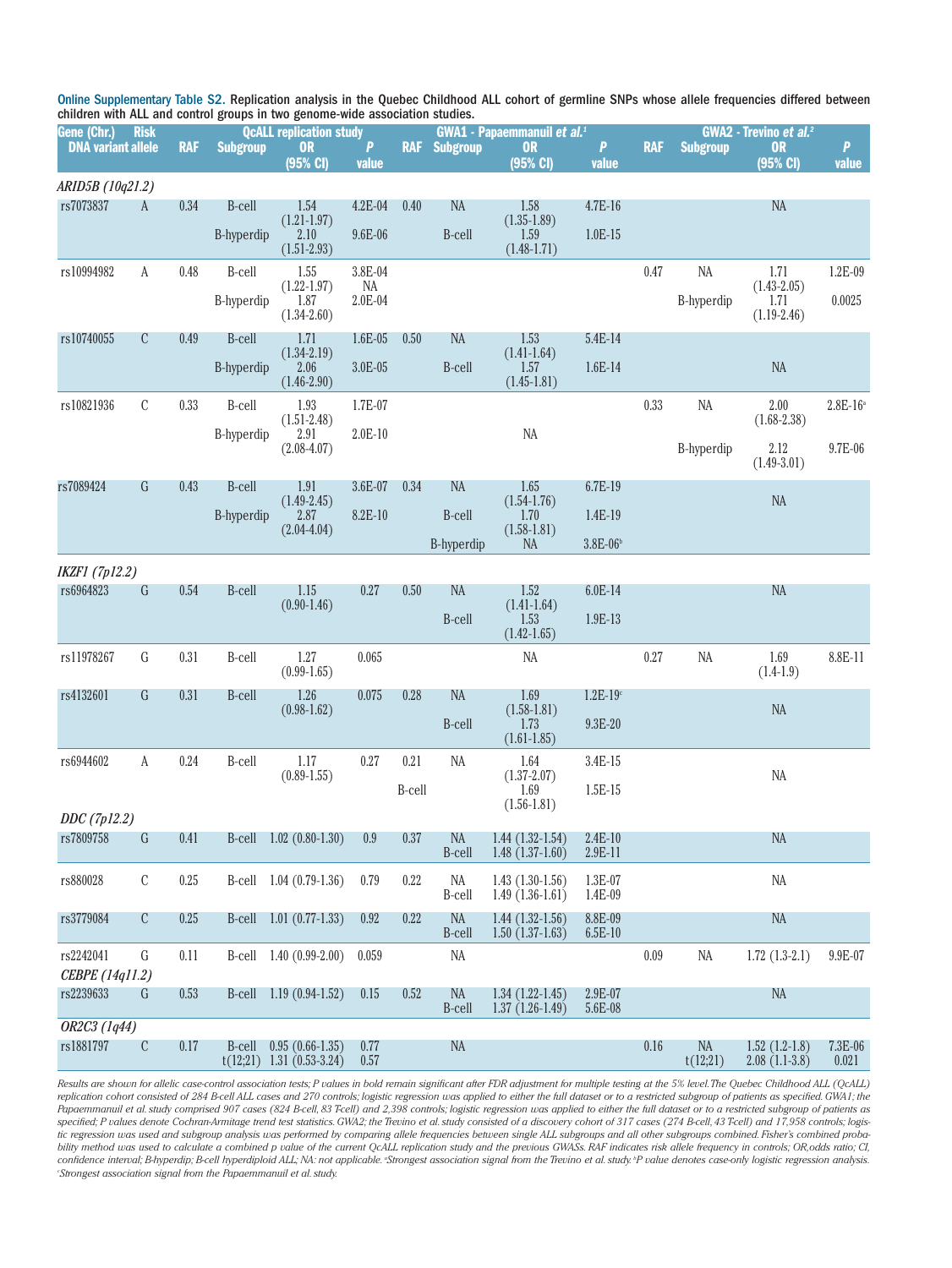Online Supplementary Table S2. Replication analysis in the Quebec Childhood ALL cohort of germline SNPs whose allele frequencies differed between children with ALL and control groups in two genome-wide association studies.

| Gene (Chr.) DNA variant | Risk allele | QcALL replication study RAF | Subgroup | OR (95% CI) | P value | GWA1 - Papaemmanuil *et al.*[1] RAF | Subgroup | OR (95% CI) | P value | GWA2 - Trevino *et al.*[2] RAF | Subgroup | OR (95% CI) | P value |
|---|---|---|---|---|---|---|---|---|---|---|---|---|---|
| *ARID5B (10q21.2)* | | | | | | | | | | | | | |
| rs7073837 | A | 0.34 | B-cell | 1.54 (1.21-1.97) | 4.2E-04 | 0.40 | NA | 1.58 (1.35-1.89) | 4.7E-16 | | | NA | |
| | | | B-hyperdip | 2.10 (1.51-2.93) | 9.6E-06 | | B-cell | 1.59 (1.48-1.71) | 1.0E-15 | | | | |
| rs10994982 | A | 0.48 | B-cell | 1.55 (1.22-1.97) | 3.8E-04 | | | NA | | 0.47 | NA | 1.71 (1.43-2.05) | 1.2E-09 |
| | | | B-hyperdip | 1.87 (1.34-2.60) | 2.0E-04 | | | | | | B-hyperdip | 1.71 (1.19-2.46) | 0.0025 |
| rs10740055 | C | 0.49 | B-cell | 1.71 (1.34-2.19) | 1.6E-05 | 0.50 | NA | 1.53 (1.41-1.64) | 5.4E-14 | | | NA | |
| | | | B-hyperdip | 2.06 (1.46-2.90) | 3.0E-05 | | B-cell | 1.57 (1.45-1.81) | 1.6E-14 | | | | |
| rs10821936 | C | 0.33 | B-cell | 1.93 (1.51-2.48) | 1.7E-07 | | | NA | | 0.33 | NA | 2.00 (1.68-2.38) | 2.8E-16[a] |
| | | | B-hyperdip | 2.91 (2.08-4.07) | 2.0E-10 | | | | | | B-hyperdip | 2.12 (1.49-3.01) | 9.7E-06 |
| rs7089424 | G | 0.43 | B-cell | 1.91 (1.49-2.45) | 3.6E-07 | 0.34 | NA | 1.65 (1.54-1.76) | 6.7E-19 | | | NA | |
| | | | B-hyperdip | 2.87 (2.04-4.04) | 8.2E-10 | | B-cell | 1.70 (1.58-1.81) | 1.4E-19 | | | | |
| | | | | | | | B-hyperdip | NA | 3.8E-06[b] | | | | |
| *IKZF1 (7p12.2)* | | | | | | | | | | | | | |
| rs6964823 | G | 0.54 | B-cell | 1.15 (0.90-1.46) | 0.27 | 0.50 | NA | 1.52 (1.41-1.64) | 6.0E-14 | | | NA | |
| | | | | | | | B-cell | 1.53 (1.42-1.65) | 1.9E-13 | | | | |
| rs11978267 | G | 0.31 | B-cell | 1.27 (0.99-1.65) | 0.065 | | | NA | | 0.27 | NA | 1.69 (1.4-1.9) | 8.8E-11 |
| rs4132601 | G | 0.31 | B-cell | 1.26 (0.98-1.62) | 0.075 | 0.28 | NA | 1.69 (1.58-1.81) | 1.2E-19[c] | | | NA | |
| | | | | | | | B-cell | 1.73 (1.61-1.85) | 9.3E-20 | | | | |
| rs6944602 | A | 0.24 | B-cell | 1.17 (0.89-1.55) | 0.27 | 0.21 | NA | 1.64 (1.37-2.07) | 3.4E-15 | | | NA | |
| | | | | | | B-cell | | 1.69 (1.56-1.81) | 1.5E-15 | | | | |
| *DDC (7p12.2)* | | | | | | | | | | | | | |
| rs7809758 | G | 0.41 | B-cell | 1.02 (0.80-1.30) | 0.9 | 0.37 | NA | 1.44 (1.32-1.54) | 2.4E-10 | | | NA | |
| | | | | | | | B-cell | 1.48 (1.37-1.60) | 2.9E-11 | | | | |
| rs880028 | C | 0.25 | B-cell | 1.04 (0.79-1.36) | 0.79 | 0.22 | NA | 1.43 (1.30-1.56) | 1.3E-07 | | | NA | |
| | | | | | | | B-cell | 1.49 (1.36-1.61) | 1.4E-09 | | | | |
| rs3779084 | C | 0.25 | B-cell | 1.01 (0.77-1.33) | 0.92 | 0.22 | NA | 1.44 (1.32-1.56) | 8.8E-09 | | | NA | |
| | | | | | | | B-cell | 1.50 (1.37-1.63) | 6.5E-10 | | | | |
| rs2242041 | G | 0.11 | B-cell | 1.40 (0.99-2.00) | 0.059 | | NA | | | 0.09 | NA | 1.72 (1.3-2.1) | 9.9E-07 |
| *CEBPE (14q11.2)* | | | | | | | | | | | | | |
| rs2239633 | G | 0.53 | B-cell | 1.19 (0.94-1.52) | 0.15 | 0.52 | NA | 1.34 (1.22-1.45) | 2.9E-07 | | | NA | |
| | | | | | | | B-cell | 1.37 (1.26-1.49) | 5.6E-08 | | | | |
| *OR2C3 (1q44)* | | | | | | | | | | | | | |
| rs1881797 | C | 0.17 | B-cell | 0.95 (0.66-1.35) | 0.77 | | NA | | | 0.16 | NA | 1.52 (1.2-1.8) | 7.3E-06 |
| | | | t(12;21) | 1.31 (0.53-3.24) | 0.57 | | | | | | t(12;21) | 2.08 (1.1-3.8) | 0.021 |

*Results are shown for allelic case-control association tests; P values in bold remain significant after FDR adjustment for multiple testing at the 5% level. The Quebec Childhood ALL (QcALL) replication cohort consisted of 284 B-cell ALL cases and 270 controls; logistic regression was applied to either the full dataset or to a restricted subgroup of patients as specified. GWA1; the Papaemmanuil et al. study comprised 907 cases (824 B-cell, 83 T-cell) and 2,398 controls; logistic regression was applied to either the full dataset or to a restricted subgroup of patients as specified; P values denote Cochran-Armitage trend test statistics. GWA2; the Trevino et al. study consisted of a discovery cohort of 317 cases (274 B-cell, 43 T-cell) and 17,958 controls; logistic regression was used and subgroup analysis was performed by comparing allele frequencies between single ALL subgroups and all other subgroups combined. Fisher's combined probability method was used to calculate a combined p value of the current QcALL replication study and the previous GWASs. RAF indicates risk allele frequency in controls; OR, odds ratio; CI, confidence interval; B-hyperdip; B-cell hyperdiploid ALL; NA: not applicable. [a]Strongest association signal from the Trevino et al. study. [b]P value denotes case-only logistic regression analysis. [c]Strongest association signal from the Papaemmanuil et al. study.*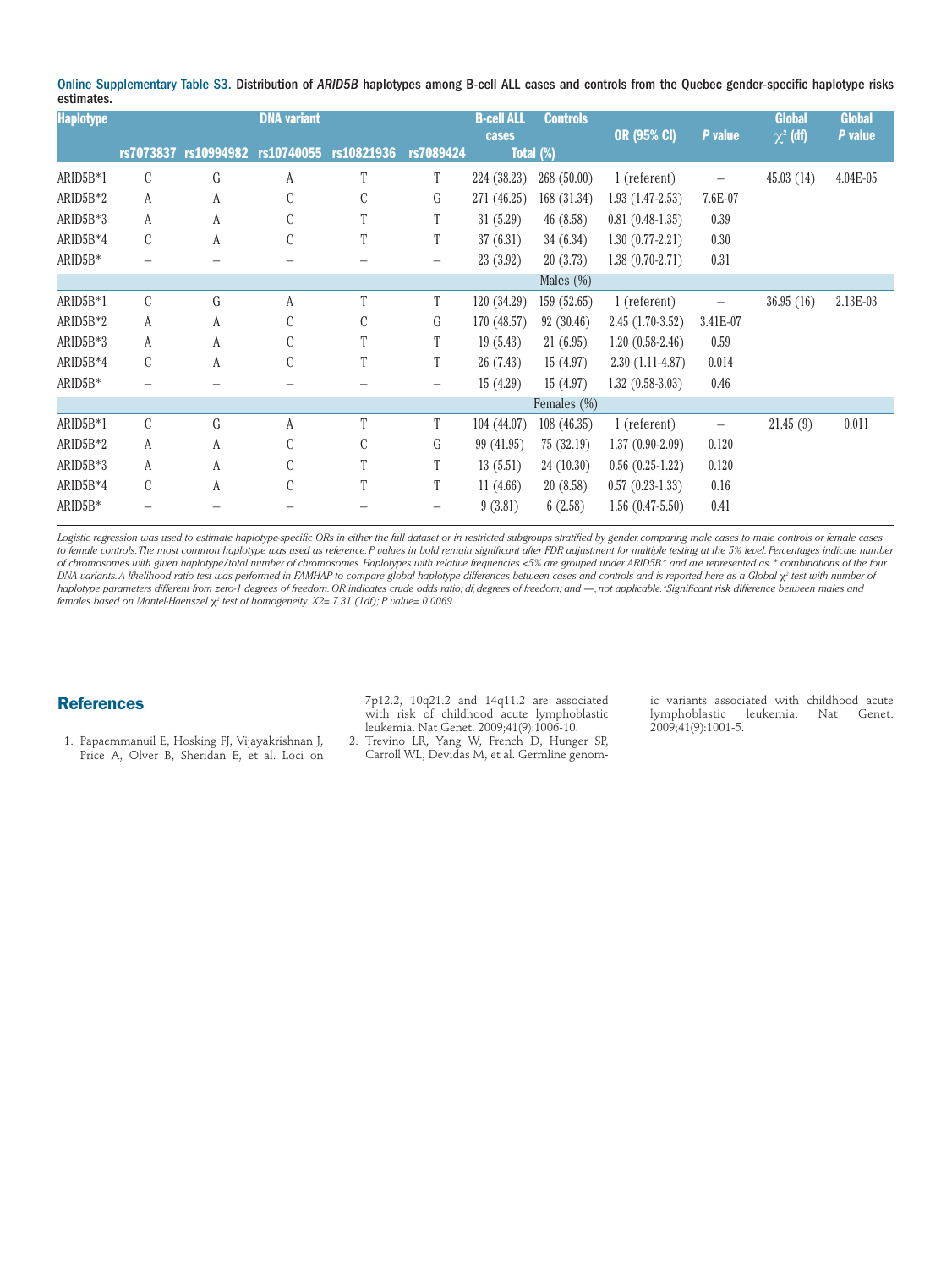**Online Supplementary Table S3.** Distribution of *ARID5B* haplotypes among B-cell ALL cases and controls from the Quebec gender-specific haplotype risks estimates.

| Haplotype | DNA variant | | | | | B-cell ALL cases | Controls | OR (95% CI) | *P* value | Global $\chi^2$ (df) | Global *P* value |
|---|---|---|---|---|---|---|---|---|---|---|---|
| | rs7073837 | rs10994982 | rs10740055 | rs10821936 | rs7089424 | Total (%) | | | | | |
| ARID5B*1 | C | G | A | T | T | 224 (38.23) | 268 (50.00) | 1 (referent) | – | 45.03 (14) | 4.04E-05 |
| ARID5B*2 | A | A | C | C | G | 271 (46.25) | 168 (31.34) | 1.93 (1.47-2.53) | 7.6E-07 | | |
| ARID5B*3 | A | A | C | T | T | 31 (5.29) | 46 (8.58) | 0.81 (0.48-1.35) | 0.39 | | |
| ARID5B*4 | C | A | C | T | T | 37 (6.31) | 34 (6.34) | 1.30 (0.77-2.21) | 0.30 | | |
| ARID5B* | – | – | – | – | – | 23 (3.92) | 20 (3.73) | 1.38 (0.70-2.71) | 0.31 | | |
| | | | | | | Males (%) | | | | | |
| ARID5B*1 | C | G | A | T | T | 120 (34.29) | 159 (52.65) | 1 (referent) | – | 36.95 (16) | 2.13E-03 |
| ARID5B*2 | A | A | C | C | G | 170 (48.57) | 92 (30.46) | 2.45 (1.70-3.52) | 3.41E-07 | | |
| ARID5B*3 | A | A | C | T | T | 19 (5.43) | 21 (6.95) | 1.20 (0.58-2.46) | 0.59 | | |
| ARID5B*4 | C | A | C | T | T | 26 (7.43) | 15 (4.97) | 2.30 (1.11-4.87) | 0.014 | | |
| ARID5B* | – | – | – | – | – | 15 (4.29) | 15 (4.97) | 1.32 (0.58-3.03) | 0.46 | | |
| | | | | | | Females (%) | | | | | |
| ARID5B*1 | C | G | A | T | T | 104 (44.07) | 108 (46.35) | 1 (referent) | – | 21.45 (9) | 0.011 |
| ARID5B*2 | A | A | C | C | G | 99 (41.95) | 75 (32.19) | 1.37 (0.90-2.09) | 0.120 | | |
| ARID5B*3 | A | A | C | T | T | 13 (5.51) | 24 (10.30) | 0.56 (0.25-1.22) | 0.120 | | |
| ARID5B*4 | C | A | C | T | T | 11 (4.66) | 20 (8.58) | 0.57 (0.23-1.33) | 0.16 | | |
| ARID5B* | – | – | – | – | – | 9 (3.81) | 6 (2.58) | 1.56 (0.47-5.50) | 0.41 | | |

*Logistic regression was used to estimate haplotype-specific ORs in either the full dataset or in restricted subgroups stratified by gender, comparing male cases to male controls or female cases to female controls. The most common haplotype was used as reference. P values in bold remain significant after FDR adjustment for multiple testing at the 5% level. Percentages indicate number of chromosomes with given haplotype/total number of chromosomes. Haplotypes with relative frequencies <5% are grouped under ARID5B* and are represented as * combinations of the four DNA variants. A likelihood ratio test was performed in FAMHAP to compare global haplotype differences between cases and controls and is reported here as a Global $\chi^2$ test with number of haplotype parameters different from zero-1 degrees of freedom. OR indicates crude odds ratio; df, degrees of freedom; and —, not applicable. [a]Significant risk difference between males and females based on Mantel-Haenszel $\chi^2$ test of homogeneity: X2= 7.31 (1df); P value= 0.0069.*

## References

1. Papaemmanuil E, Hosking FJ, Vijayakrishnan J, Price A, Olver B, Sheridan E, et al. Loci on 7p12.2, 10q21.2 and 14q11.2 are associated with risk of childhood acute lymphoblastic leukemia. Nat Genet. 2009;41(9):1006-10.
2. Trevino LR, Yang W, French D, Hunger SP, Carroll WL, Devidas M, et al. Germline genomic variants associated with childhood acute lymphoblastic leukemia. Nat Genet. 2009;41(9):1001-5.